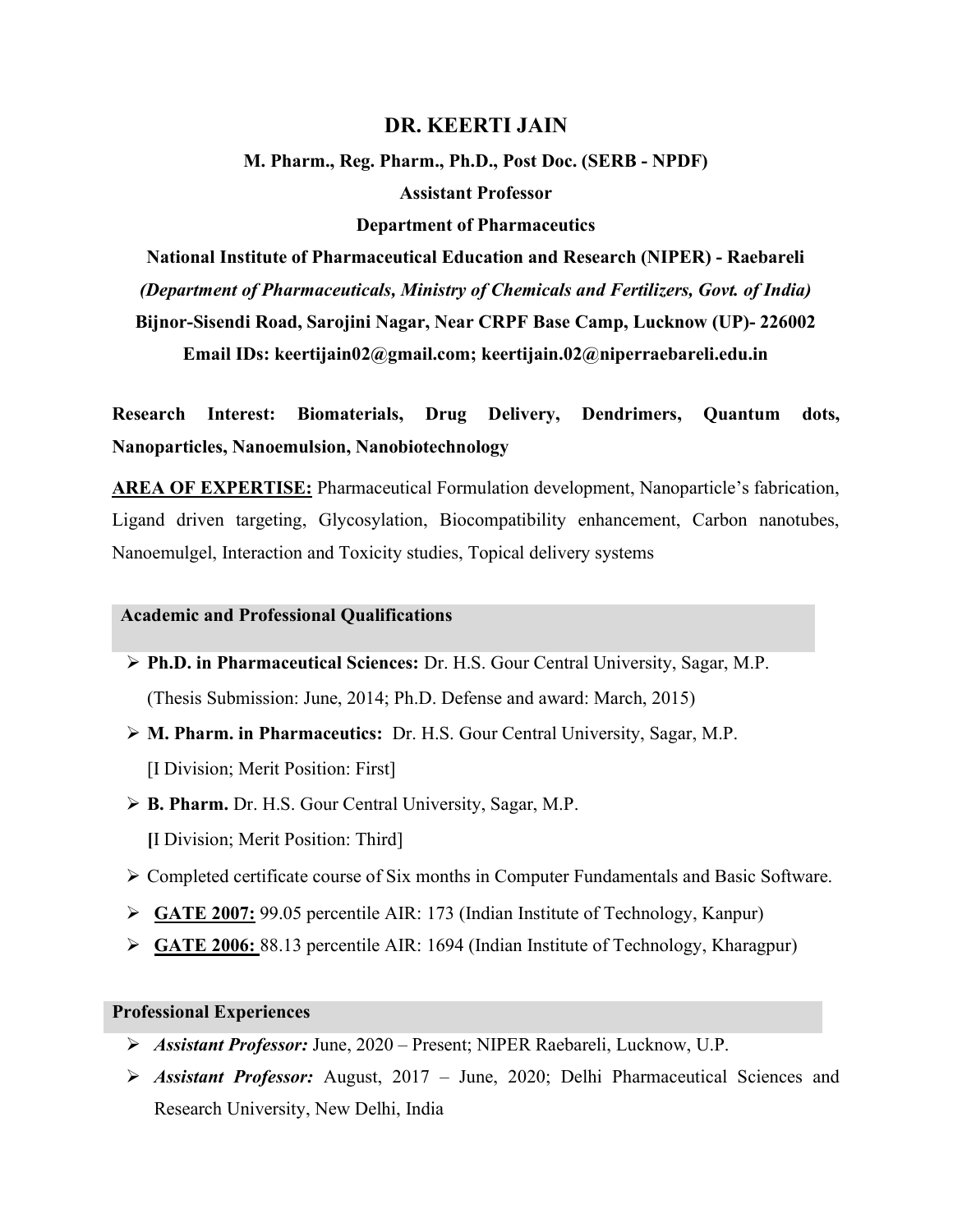# DR. KEERTI JAIN

**M. Pharm., Reg. Pharm., Ph.D., Post Doc. (SERB - NPDF)**

**Assistant Professor**

**Department of Pharmaceutics**

**National Institute of Pharmaceutical Education and Research (NIPER) - Raebareli**

***(Department of Pharmaceuticals, Ministry of Chemicals and Fertilizers, Govt. of India)***

**Bijnor-Sisendi Road, Sarojini Nagar, Near CRPF Base Camp, Lucknow (UP)- 226002**

**Email IDs: keertijain02@gmail.com; keertijain.02@niperraebareli.edu.in**

**Research Interest: Biomaterials, Drug Delivery, Dendrimers, Quantum dots, Nanoparticles, Nanoemulsion, Nanobiotechnology**

**AREA OF EXPERTISE:** Pharmaceutical Formulation development, Nanoparticle's fabrication, Ligand driven targeting, Glycosylation, Biocompatibility enhancement, Carbon nanotubes, Nanoemulgel, Interaction and Toxicity studies, Topical delivery systems

## Academic and Professional Qualifications

- **Ph.D. in Pharmaceutical Sciences:** Dr. H.S. Gour Central University, Sagar, M.P. (Thesis Submission: June, 2014; Ph.D. Defense and award: March, 2015)
- **M. Pharm. in Pharmaceutics:** Dr. H.S. Gour Central University, Sagar, M.P. [I Division; Merit Position: First]
- **B. Pharm.** Dr. H.S. Gour Central University, Sagar, M.P. **[**I Division; Merit Position: Third]
- Completed certificate course of Six months in Computer Fundamentals and Basic Software.
- **GATE 2007:** 99.05 percentile AIR: 173 (Indian Institute of Technology, Kanpur)
- **GATE 2006:** 88.13 percentile AIR: 1694 (Indian Institute of Technology, Kharagpur)

## Professional Experiences

- ***Assistant Professor:*** June, 2020 – Present; NIPER Raebareli, Lucknow, U.P.
- ***Assistant Professor:*** August, 2017 – June, 2020; Delhi Pharmaceutical Sciences and Research University, New Delhi, India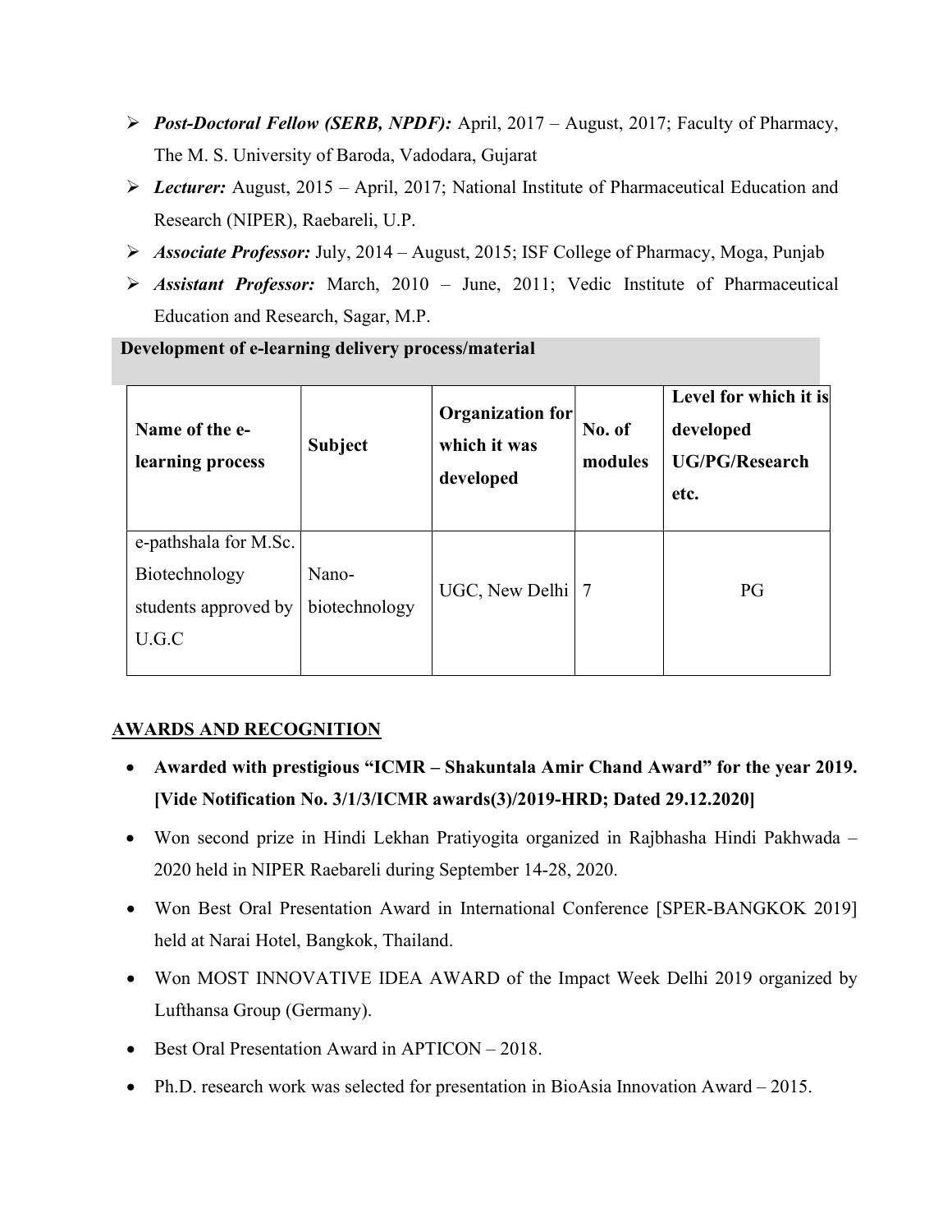- ***Post-Doctoral Fellow (SERB, NPDF):*** April, 2017 – August, 2017; Faculty of Pharmacy, The M. S. University of Baroda, Vadodara, Gujarat
- ***Lecturer:*** August, 2015 – April, 2017; National Institute of Pharmaceutical Education and Research (NIPER), Raebareli, U.P.
- ***Associate Professor:*** July, 2014 – August, 2015; ISF College of Pharmacy, Moga, Punjab
- ***Assistant Professor:*** March, 2010 – June, 2011; Vedic Institute of Pharmaceutical Education and Research, Sagar, M.P.

**Development of e-learning delivery process/material**

| **Name of the e-learning process** | **Subject** | **Organization for which it was developed** | **No. of modules** | **Level for which it is developed UG/PG/Research etc.** |
|---|---|---|---|---|
| e-pathshala for M.Sc. Biotechnology students approved by U.G.C | Nano-biotechnology | UGC, New Delhi | 7 | PG |

## AWARDS AND RECOGNITION

- **Awarded with prestigious "ICMR – Shakuntala Amir Chand Award" for the year 2019. [Vide Notification No. 3/1/3/ICMR awards(3)/2019-HRD; Dated 29.12.2020]**
- Won second prize in Hindi Lekhan Pratiyogita organized in Rajbhasha Hindi Pakhwada – 2020 held in NIPER Raebareli during September 14-28, 2020.
- Won Best Oral Presentation Award in International Conference [SPER-BANGKOK 2019] held at Narai Hotel, Bangkok, Thailand.
- Won MOST INNOVATIVE IDEA AWARD of the Impact Week Delhi 2019 organized by Lufthansa Group (Germany).
- Best Oral Presentation Award in APTICON – 2018.
- Ph.D. research work was selected for presentation in BioAsia Innovation Award – 2015.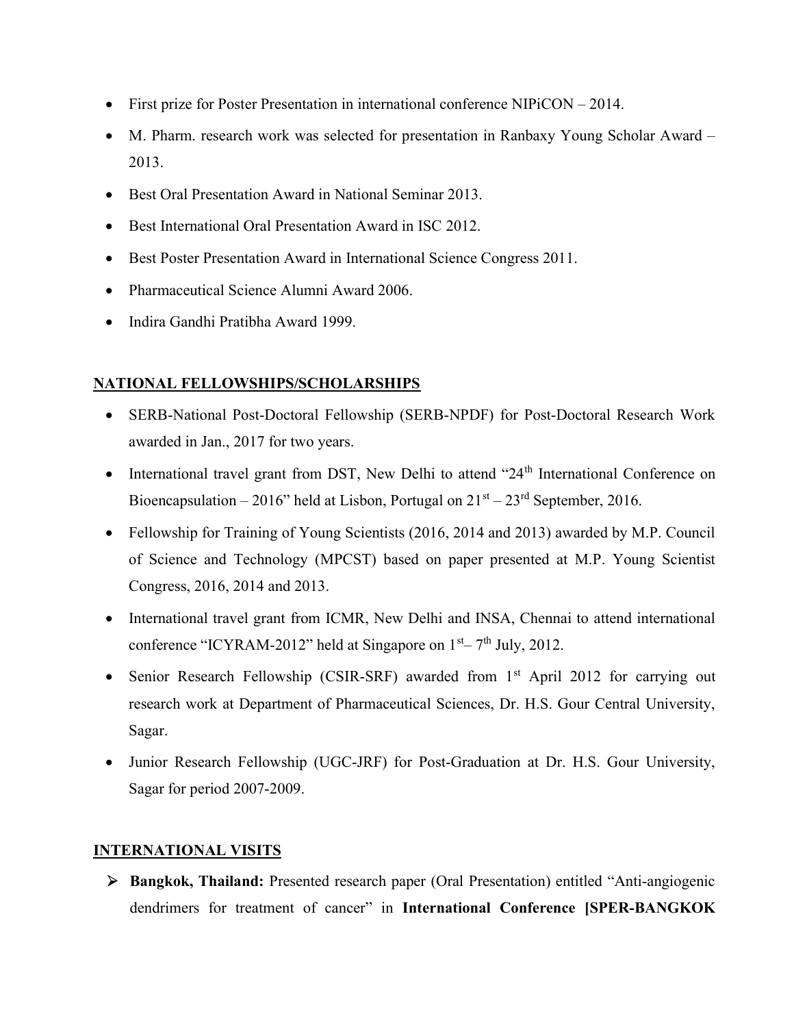- First prize for Poster Presentation in international conference NIPiCON – 2014.
- M. Pharm. research work was selected for presentation in Ranbaxy Young Scholar Award – 2013.
- Best Oral Presentation Award in National Seminar 2013.
- Best International Oral Presentation Award in ISC 2012.
- Best Poster Presentation Award in International Science Congress 2011.
- Pharmaceutical Science Alumni Award 2006.
- Indira Gandhi Pratibha Award 1999.

## NATIONAL FELLOWSHIPS/SCHOLARSHIPS

- SERB-National Post-Doctoral Fellowship (SERB-NPDF) for Post-Doctoral Research Work awarded in Jan., 2017 for two years.
- International travel grant from DST, New Delhi to attend "24th International Conference on Bioencapsulation – 2016" held at Lisbon, Portugal on 21st – 23rd September, 2016.
- Fellowship for Training of Young Scientists (2016, 2014 and 2013) awarded by M.P. Council of Science and Technology (MPCST) based on paper presented at M.P. Young Scientist Congress, 2016, 2014 and 2013.
- International travel grant from ICMR, New Delhi and INSA, Chennai to attend international conference "ICYRAM-2012" held at Singapore on 1st– 7th July, 2012.
- Senior Research Fellowship (CSIR-SRF) awarded from 1st April 2012 for carrying out research work at Department of Pharmaceutical Sciences, Dr. H.S. Gour Central University, Sagar.
- Junior Research Fellowship (UGC-JRF) for Post-Graduation at Dr. H.S. Gour University, Sagar for period 2007-2009.

## INTERNATIONAL VISITS

- **Bangkok, Thailand:** Presented research paper (Oral Presentation) entitled "Anti-angiogenic dendrimers for treatment of cancer" in **International Conference [SPER-BANGKOK**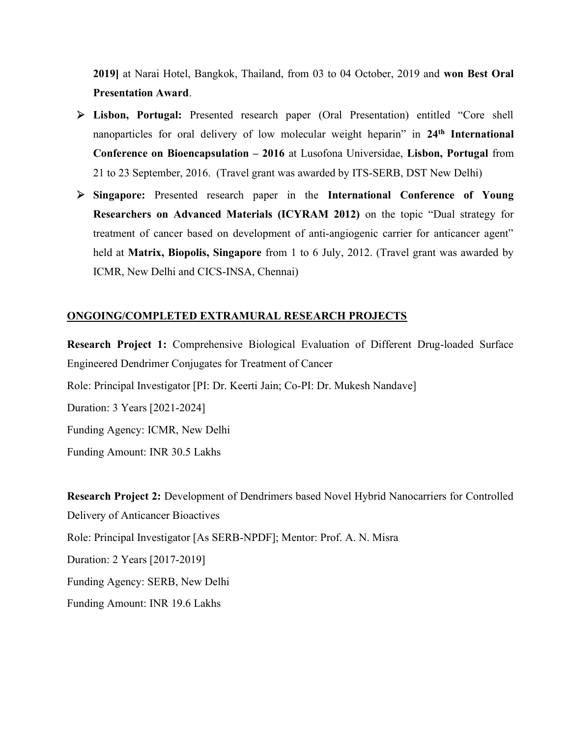2019]** at Narai Hotel, Bangkok, Thailand, from 03 to 04 October, 2019 and **won Best Oral Presentation Award**.

- **Lisbon, Portugal:** Presented research paper (Oral Presentation) entitled "Core shell nanoparticles for oral delivery of low molecular weight heparin" in **24th International Conference on Bioencapsulation – 2016** at Lusofona Universidae, **Lisbon, Portugal** from 21 to 23 September, 2016. (Travel grant was awarded by ITS-SERB, DST New Delhi)
- **Singapore:** Presented research paper in the **International Conference of Young Researchers on Advanced Materials (ICYRAM 2012)** on the topic "Dual strategy for treatment of cancer based on development of anti-angiogenic carrier for anticancer agent" held at **Matrix, Biopolis, Singapore** from 1 to 6 July, 2012. (Travel grant was awarded by ICMR, New Delhi and CICS-INSA, Chennai)

## ONGOING/COMPLETED EXTRAMURAL RESEARCH PROJECTS

**Research Project 1:** Comprehensive Biological Evaluation of Different Drug-loaded Surface Engineered Dendrimer Conjugates for Treatment of Cancer

Role: Principal Investigator [PI: Dr. Keerti Jain; Co-PI: Dr. Mukesh Nandave]

Duration: 3 Years [2021-2024]

Funding Agency: ICMR, New Delhi

Funding Amount: INR 30.5 Lakhs

**Research Project 2:** Development of Dendrimers based Novel Hybrid Nanocarriers for Controlled Delivery of Anticancer Bioactives

Role: Principal Investigator [As SERB-NPDF]; Mentor: Prof. A. N. Misra

Duration: 2 Years [2017-2019]

Funding Agency: SERB, New Delhi

Funding Amount: INR 19.6 Lakhs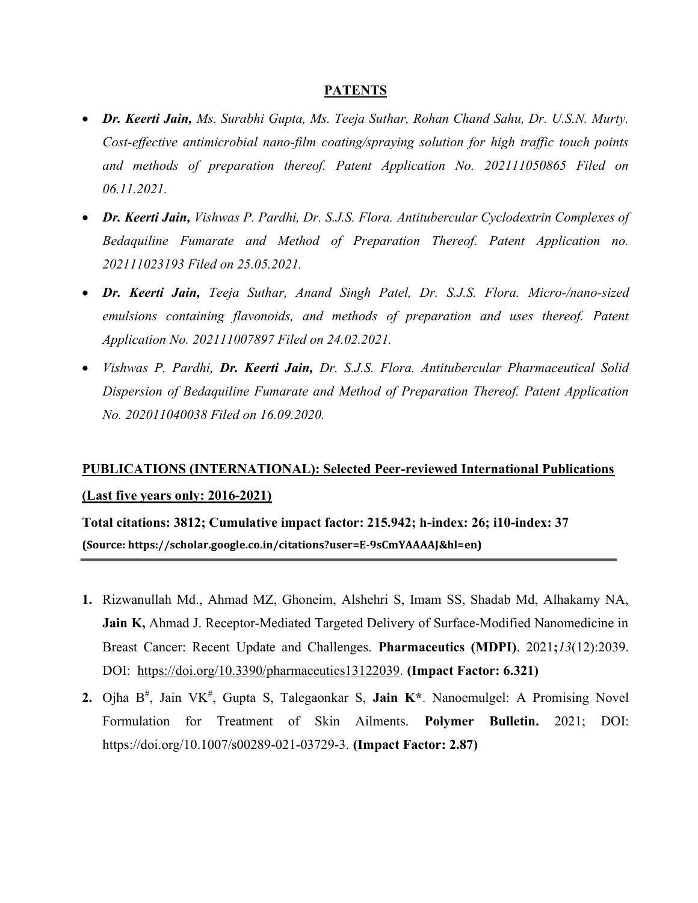## PATENTS

- ***Dr. Keerti Jain,*** *Ms. Surabhi Gupta, Ms. Teeja Suthar, Rohan Chand Sahu, Dr. U.S.N. Murty. Cost-effective antimicrobial nano-film coating/spraying solution for high traffic touch points and methods of preparation thereof. Patent Application No. 202111050865 Filed on 06.11.2021.*
- ***Dr. Keerti Jain,*** *Vishwas P. Pardhi, Dr. S.J.S. Flora. Antitubercular Cyclodextrin Complexes of Bedaquiline Fumarate and Method of Preparation Thereof. Patent Application no. 202111023193 Filed on 25.05.2021.*
- ***Dr. Keerti Jain,*** *Teeja Suthar, Anand Singh Patel, Dr. S.J.S. Flora. Micro-/nano-sized emulsions containing flavonoids, and methods of preparation and uses thereof. Patent Application No. 202111007897 Filed on 24.02.2021.*
- *Vishwas P. Pardhi,* ***Dr. Keerti Jain,*** *Dr. S.J.S. Flora. Antitubercular Pharmaceutical Solid Dispersion of Bedaquiline Fumarate and Method of Preparation Thereof. Patent Application No. 202011040038 Filed on 16.09.2020.*

## PUBLICATIONS (INTERNATIONAL): Selected Peer-reviewed International Publications (Last five years only: 2016-2021)

**Total citations: 3812; Cumulative impact factor: 215.942; h-index: 26; i10-index: 37**
**(Source: https://scholar.google.co.in/citations?user=E-9sCmYAAAAJ&hl=en)**

---

1. Rizwanullah Md., Ahmad MZ, Ghoneim, Alshehri S, Imam SS, Shadab Md, Alhakamy NA, **Jain K,** Ahmad J. Receptor-Mediated Targeted Delivery of Surface-Modified Nanomedicine in Breast Cancer: Recent Update and Challenges. **Pharmaceutics (MDPI)**. 2021**;***13*(12):2039. DOI: https://doi.org/10.3390/pharmaceutics13122039. **(Impact Factor: 6.321)**
2. Ojha B[#], Jain VK[#], Gupta S, Talegaonkar S, **Jain K***. Nanoemulgel: A Promising Novel Formulation for Treatment of Skin Ailments. **Polymer Bulletin.** 2021; DOI: https://doi.org/10.1007/s00289-021-03729-3. **(Impact Factor: 2.87)**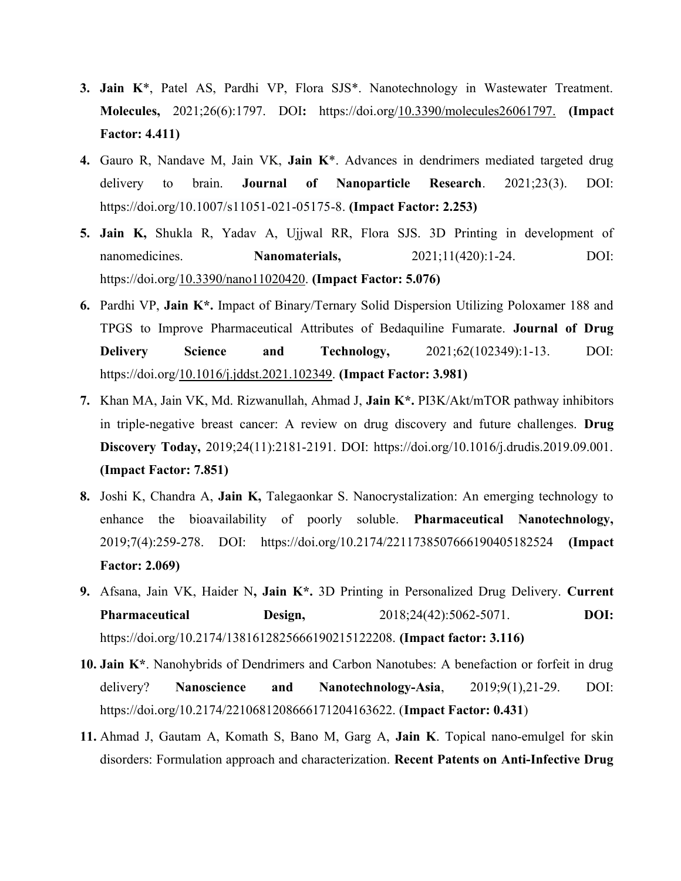3. **Jain K***, Patel AS, Pardhi VP, Flora SJS*. Nanotechnology in Wastewater Treatment. **Molecules,** 2021;26(6):1797. DOI**:** https://doi.org/10.3390/molecules26061797. **(Impact Factor: 4.411)**
4. Gauro R, Nandave M, Jain VK, **Jain K***. Advances in dendrimers mediated targeted drug delivery to brain. **Journal of Nanoparticle Research**. 2021;23(3). DOI: https://doi.org/10.1007/s11051-021-05175-8. **(Impact Factor: 2.253)**
5. **Jain K,** Shukla R, Yadav A, Ujjwal RR, Flora SJS. 3D Printing in development of nanomedicines. **Nanomaterials,** 2021;11(420):1-24. DOI: https://doi.org/10.3390/nano11020420. **(Impact Factor: 5.076)**
6. Pardhi VP, **Jain K*.** Impact of Binary/Ternary Solid Dispersion Utilizing Poloxamer 188 and TPGS to Improve Pharmaceutical Attributes of Bedaquiline Fumarate. **Journal of Drug Delivery Science and Technology,** 2021;62(102349):1-13. DOI: https://doi.org/10.1016/j.jddst.2021.102349. **(Impact Factor: 3.981)**
7. Khan MA, Jain VK, Md. Rizwanullah, Ahmad J, **Jain K*.** PI3K/Akt/mTOR pathway inhibitors in triple-negative breast cancer: A review on drug discovery and future challenges. **Drug Discovery Today,** 2019;24(11):2181-2191. DOI: https://doi.org/10.1016/j.drudis.2019.09.001. **(Impact Factor: 7.851)**
8. Joshi K, Chandra A, **Jain K,** Talegaonkar S. Nanocrystalization: An emerging technology to enhance the bioavailability of poorly soluble. **Pharmaceutical Nanotechnology,** 2019;7(4):259-278. DOI: https://doi.org/10.2174/2211738507666190405182524 **(Impact Factor: 2.069)**
9. Afsana, Jain VK, Haider N**, Jain K*.** 3D Printing in Personalized Drug Delivery. **Current Pharmaceutical Design,** 2018;24(42):5062-5071. **DOI:** https://doi.org/10.2174/1381612825666190215122208. **(Impact factor: 3.116)**
10. **Jain K***. Nanohybrids of Dendrimers and Carbon Nanotubes: A benefaction or forfeit in drug delivery? **Nanoscience and Nanotechnology-Asia**, 2019;9(1),21-29. DOI: https://doi.org/10.2174/2210681208666171204163622. (**Impact Factor: 0.431**)
11. Ahmad J, Gautam A, Komath S, Bano M, Garg A, **Jain K**. Topical nano-emulgel for skin disorders: Formulation approach and characterization. **Recent Patents on Anti-Infective Drug**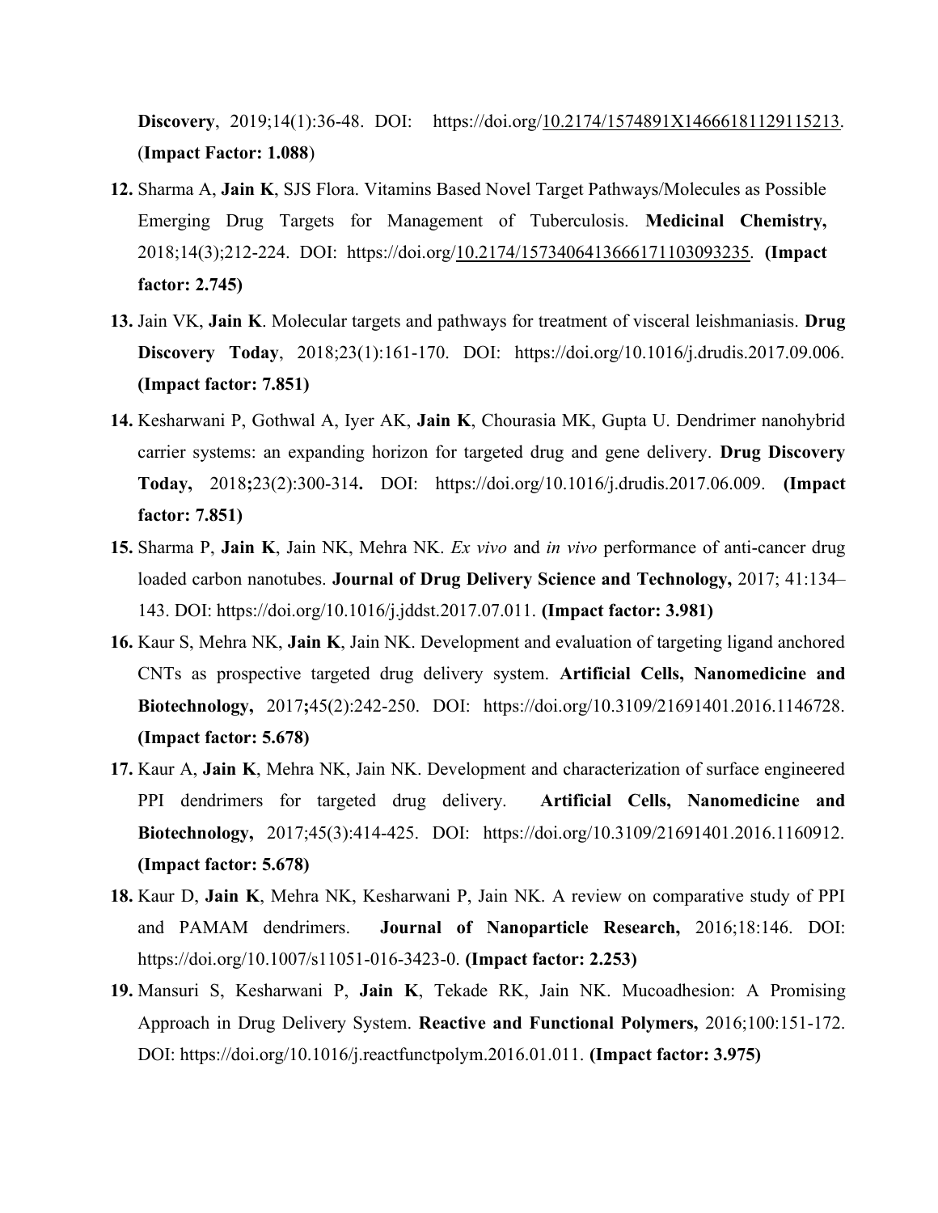**Discovery**, 2019;14(1):36-48. DOI: https://doi.org/10.2174/1574891X14666181129115213. (**Impact Factor: 1.088**)

12. Sharma A, **Jain K**, SJS Flora. Vitamins Based Novel Target Pathways/Molecules as Possible Emerging Drug Targets for Management of Tuberculosis. **Medicinal Chemistry,** 2018;14(3);212-224. DOI: https://doi.org/10.2174/1573406413666171103093235. **(Impact factor: 2.745)**
13. Jain VK, **Jain K**. Molecular targets and pathways for treatment of visceral leishmaniasis. **Drug Discovery Today**, 2018;23(1):161-170. DOI: https://doi.org/10.1016/j.drudis.2017.09.006. **(Impact factor: 7.851)**
14. Kesharwani P, Gothwal A, Iyer AK, **Jain K**, Chourasia MK, Gupta U. Dendrimer nanohybrid carrier systems: an expanding horizon for targeted drug and gene delivery. **Drug Discovery Today,** 2018**;**23(2):300-314**.** DOI: https://doi.org/10.1016/j.drudis.2017.06.009. **(Impact factor: 7.851)**
15. Sharma P, **Jain K**, Jain NK, Mehra NK. *Ex vivo* and *in vivo* performance of anti-cancer drug loaded carbon nanotubes. **Journal of Drug Delivery Science and Technology,** 2017; 41:134–143. DOI: https://doi.org/10.1016/j.jddst.2017.07.011. **(Impact factor: 3.981)**
16. Kaur S, Mehra NK, **Jain K**, Jain NK. Development and evaluation of targeting ligand anchored CNTs as prospective targeted drug delivery system. **Artificial Cells, Nanomedicine and Biotechnology,** 2017**;**45(2):242-250. DOI: https://doi.org/10.3109/21691401.2016.1146728. **(Impact factor: 5.678)**
17. Kaur A, **Jain K**, Mehra NK, Jain NK. Development and characterization of surface engineered PPI dendrimers for targeted drug delivery. **Artificial Cells, Nanomedicine and Biotechnology,** 2017;45(3):414-425. DOI: https://doi.org/10.3109/21691401.2016.1160912. **(Impact factor: 5.678)**
18. Kaur D, **Jain K**, Mehra NK, Kesharwani P, Jain NK. A review on comparative study of PPI and PAMAM dendrimers. **Journal of Nanoparticle Research,** 2016;18:146. DOI: https://doi.org/10.1007/s11051-016-3423-0. **(Impact factor: 2.253)**
19. Mansuri S, Kesharwani P, **Jain K**, Tekade RK, Jain NK. Mucoadhesion: A Promising Approach in Drug Delivery System. **Reactive and Functional Polymers,** 2016;100:151-172. DOI: https://doi.org/10.1016/j.reactfunctpolym.2016.01.011. **(Impact factor: 3.975)**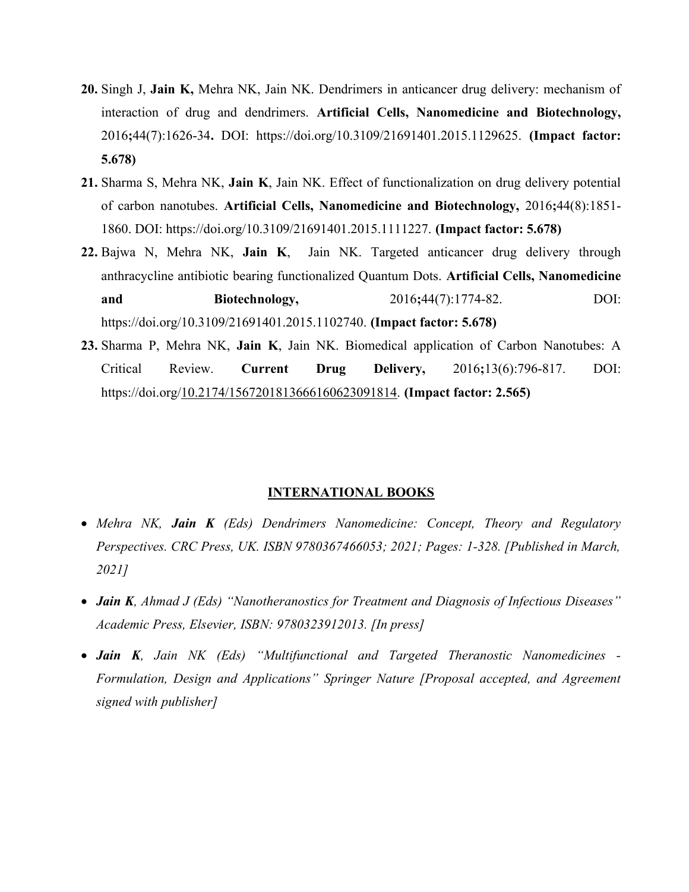20. Singh J, **Jain K,** Mehra NK, Jain NK. Dendrimers in anticancer drug delivery: mechanism of interaction of drug and dendrimers. **Artificial Cells, Nanomedicine and Biotechnology,** 2016**;**44(7):1626-34**.** DOI: https://doi.org/10.3109/21691401.2015.1129625. **(Impact factor: 5.678)**

21. Sharma S, Mehra NK, **Jain K**, Jain NK. Effect of functionalization on drug delivery potential of carbon nanotubes. **Artificial Cells, Nanomedicine and Biotechnology,** 2016**;**44(8):1851-1860. DOI: https://doi.org/10.3109/21691401.2015.1111227. **(Impact factor: 5.678)**

22. Bajwa N, Mehra NK, **Jain K**, Jain NK. Targeted anticancer drug delivery through anthracycline antibiotic bearing functionalized Quantum Dots. **Artificial Cells, Nanomedicine and Biotechnology,** 2016**;**44(7):1774-82. DOI: https://doi.org/10.3109/21691401.2015.1102740. **(Impact factor: 5.678)**

23. Sharma P, Mehra NK, **Jain K**, Jain NK. Biomedical application of Carbon Nanotubes: A Critical Review. **Current Drug Delivery,** 2016**;**13(6):796-817. DOI: https://doi.org/10.2174/1567201813666160623091814. **(Impact factor: 2.565)**

## INTERNATIONAL BOOKS

- *Mehra NK, **Jain K** (Eds) Dendrimers Nanomedicine: Concept, Theory and Regulatory Perspectives. CRC Press, UK. ISBN 9780367466053; 2021; Pages: 1-328. [Published in March, 2021]*

- ***Jain K**, Ahmad J (Eds) "Nanotheranostics for Treatment and Diagnosis of Infectious Diseases" Academic Press, Elsevier, ISBN: 9780323912013. [In press]*

- ***Jain K**, Jain NK (Eds) "Multifunctional and Targeted Theranostic Nanomedicines - Formulation, Design and Applications" Springer Nature [Proposal accepted, and Agreement signed with publisher]*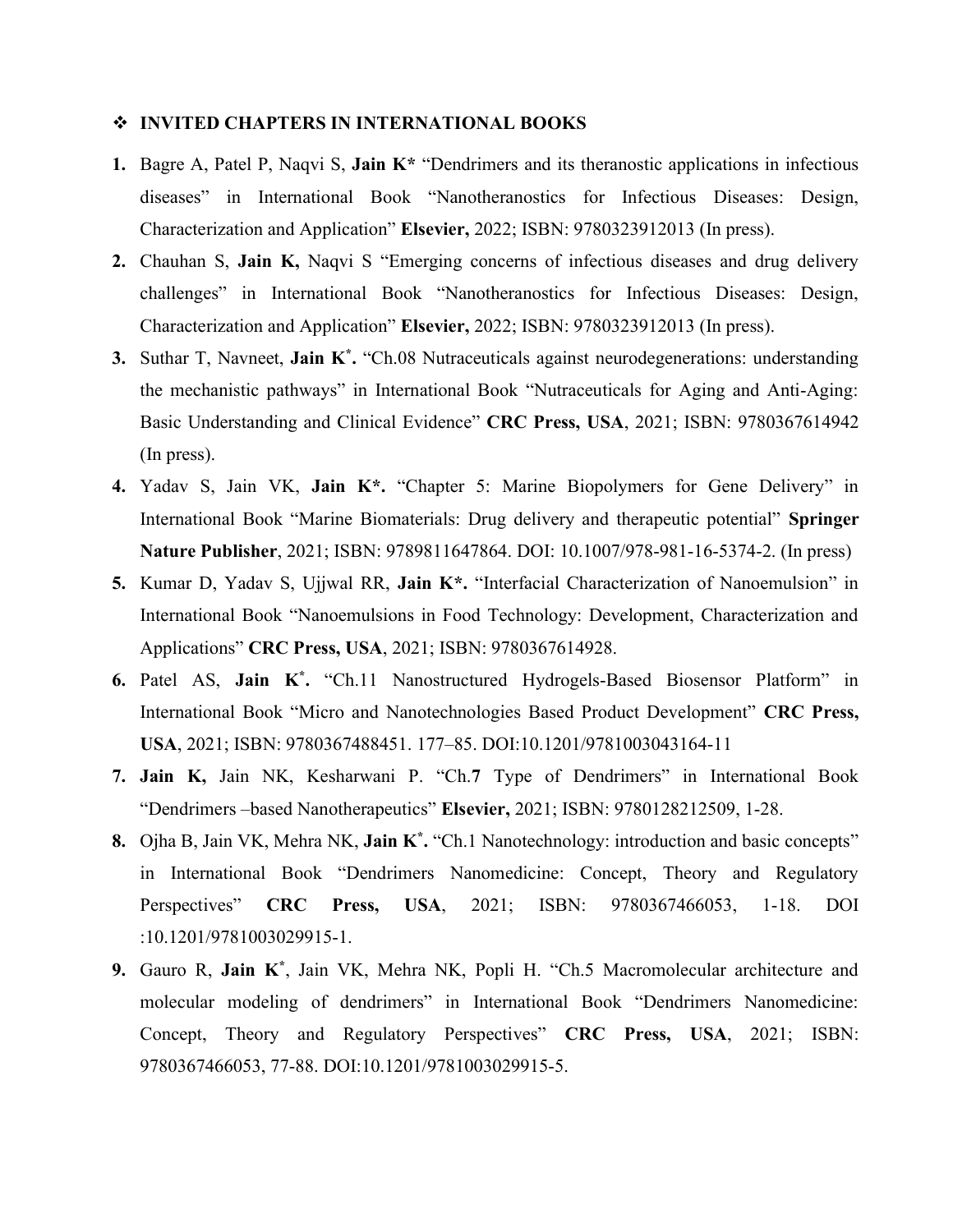## ❖ INVITED CHAPTERS IN INTERNATIONAL BOOKS

1. Bagre A, Patel P, Naqvi S, **Jain K*** "Dendrimers and its theranostic applications in infectious diseases" in International Book "Nanotheranostics for Infectious Diseases: Design, Characterization and Application" **Elsevier,** 2022; ISBN: 9780323912013 (In press).
2. Chauhan S, **Jain K,** Naqvi S "Emerging concerns of infectious diseases and drug delivery challenges" in International Book "Nanotheranostics for Infectious Diseases: Design, Characterization and Application" **Elsevier,** 2022; ISBN: 9780323912013 (In press).
3. Suthar T, Navneet, **Jain K*.** "Ch.08 Nutraceuticals against neurodegenerations: understanding the mechanistic pathways" in International Book "Nutraceuticals for Aging and Anti-Aging: Basic Understanding and Clinical Evidence" **CRC Press, USA**, 2021; ISBN: 9780367614942 (In press).
4. Yadav S, Jain VK, **Jain K*.** "Chapter 5: Marine Biopolymers for Gene Delivery" in International Book "Marine Biomaterials: Drug delivery and therapeutic potential" **Springer Nature Publisher**, 2021; ISBN: 9789811647864. DOI: 10.1007/978-981-16-5374-2. (In press)
5. Kumar D, Yadav S, Ujjwal RR, **Jain K*.** "Interfacial Characterization of Nanoemulsion" in International Book "Nanoemulsions in Food Technology: Development, Characterization and Applications" **CRC Press, USA**, 2021; ISBN: 9780367614928.
6. Patel AS, **Jain K*.** "Ch.11 Nanostructured Hydrogels-Based Biosensor Platform" in International Book "Micro and Nanotechnologies Based Product Development" **CRC Press, USA**, 2021; ISBN: 9780367488451. 177–85. DOI:10.1201/9781003043164-11
7. **Jain K,** Jain NK, Kesharwani P. "Ch.**7** Type of Dendrimers" in International Book "Dendrimers –based Nanotherapeutics" **Elsevier,** 2021; ISBN: 9780128212509, 1-28.
8. Ojha B, Jain VK, Mehra NK, **Jain K*.** "Ch.1 Nanotechnology: introduction and basic concepts" in International Book "Dendrimers Nanomedicine: Concept, Theory and Regulatory Perspectives" **CRC Press, USA**, 2021; ISBN: 9780367466053, 1-18. DOI :10.1201/9781003029915-1.
9. Gauro R, **Jain K***, Jain VK, Mehra NK, Popli H. "Ch.5 Macromolecular architecture and molecular modeling of dendrimers" in International Book "Dendrimers Nanomedicine: Concept, Theory and Regulatory Perspectives" **CRC Press, USA**, 2021; ISBN: 9780367466053, 77-88. DOI:10.1201/9781003029915-5.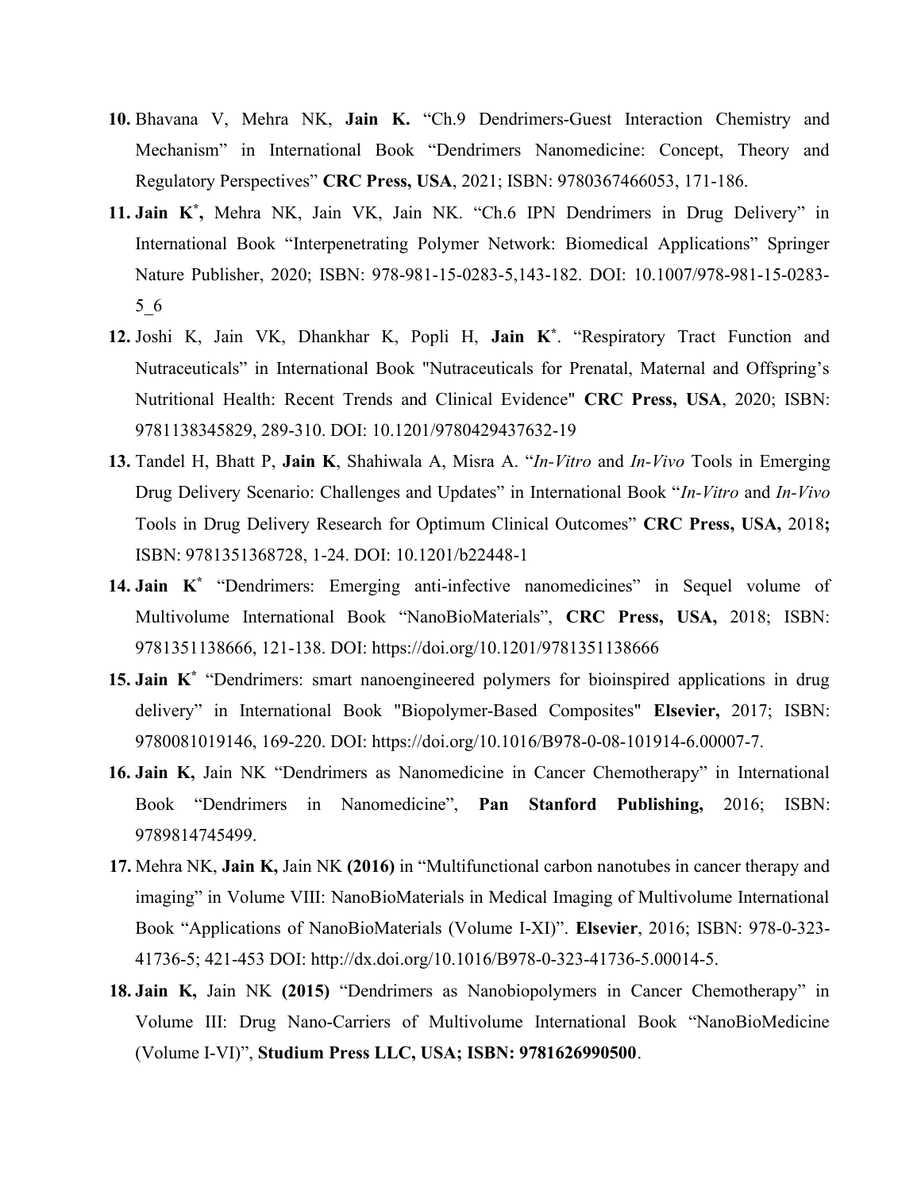10. Bhavana V, Mehra NK, **Jain K.** "Ch.9 Dendrimers-Guest Interaction Chemistry and Mechanism" in International Book "Dendrimers Nanomedicine: Concept, Theory and Regulatory Perspectives" **CRC Press, USA**, 2021; ISBN: 9780367466053, 171-186.

11. **Jain K[*],** Mehra NK, Jain VK, Jain NK. "Ch.6 IPN Dendrimers in Drug Delivery" in International Book "Interpenetrating Polymer Network: Biomedical Applications" Springer Nature Publisher, 2020; ISBN: 978-981-15-0283-5,143-182. DOI: 10.1007/978-981-15-0283-5_6

12. Joshi K, Jain VK, Dhankhar K, Popli H, **Jain K[*]**. "Respiratory Tract Function and Nutraceuticals" in International Book "Nutraceuticals for Prenatal, Maternal and Offspring's Nutritional Health: Recent Trends and Clinical Evidence" **CRC Press, USA**, 2020; ISBN: 9781138345829, 289-310. DOI: 10.1201/9780429437632-19

13. Tandel H, Bhatt P, **Jain K**, Shahiwala A, Misra A. "*In-Vitro* and *In-Vivo* Tools in Emerging Drug Delivery Scenario: Challenges and Updates" in International Book "*In-Vitro* and *In-Vivo* Tools in Drug Delivery Research for Optimum Clinical Outcomes" **CRC Press, USA,** 2018**;** ISBN: 9781351368728, 1-24. DOI: 10.1201/b22448-1

14. **Jain K[*]** "Dendrimers: Emerging anti-infective nanomedicines" in Sequel volume of Multivolume International Book "NanoBioMaterials", **CRC Press, USA,** 2018; ISBN: 9781351138666, 121-138. DOI: https://doi.org/10.1201/9781351138666

15. **Jain K[*]** "Dendrimers: smart nanoengineered polymers for bioinspired applications in drug delivery" in International Book "Biopolymer-Based Composites" **Elsevier,** 2017; ISBN: 9780081019146, 169-220. DOI: https://doi.org/10.1016/B978-0-08-101914-6.00007-7.

16. **Jain K,** Jain NK "Dendrimers as Nanomedicine in Cancer Chemotherapy" in International Book "Dendrimers in Nanomedicine", **Pan Stanford Publishing,** 2016; ISBN: 9789814745499.

17. Mehra NK, **Jain K,** Jain NK **(2016)** in "Multifunctional carbon nanotubes in cancer therapy and imaging" in Volume VIII: NanoBioMaterials in Medical Imaging of Multivolume International Book "Applications of NanoBioMaterials (Volume I-XI)". **Elsevier**, 2016; ISBN: 978-0-323-41736-5; 421-453 DOI: http://dx.doi.org/10.1016/B978-0-323-41736-5.00014-5.

18. **Jain K,** Jain NK **(2015)** "Dendrimers as Nanobiopolymers in Cancer Chemotherapy" in Volume III: Drug Nano-Carriers of Multivolume International Book "NanoBioMedicine (Volume I-VI)", **Studium Press LLC, USA; ISBN: 9781626990500**.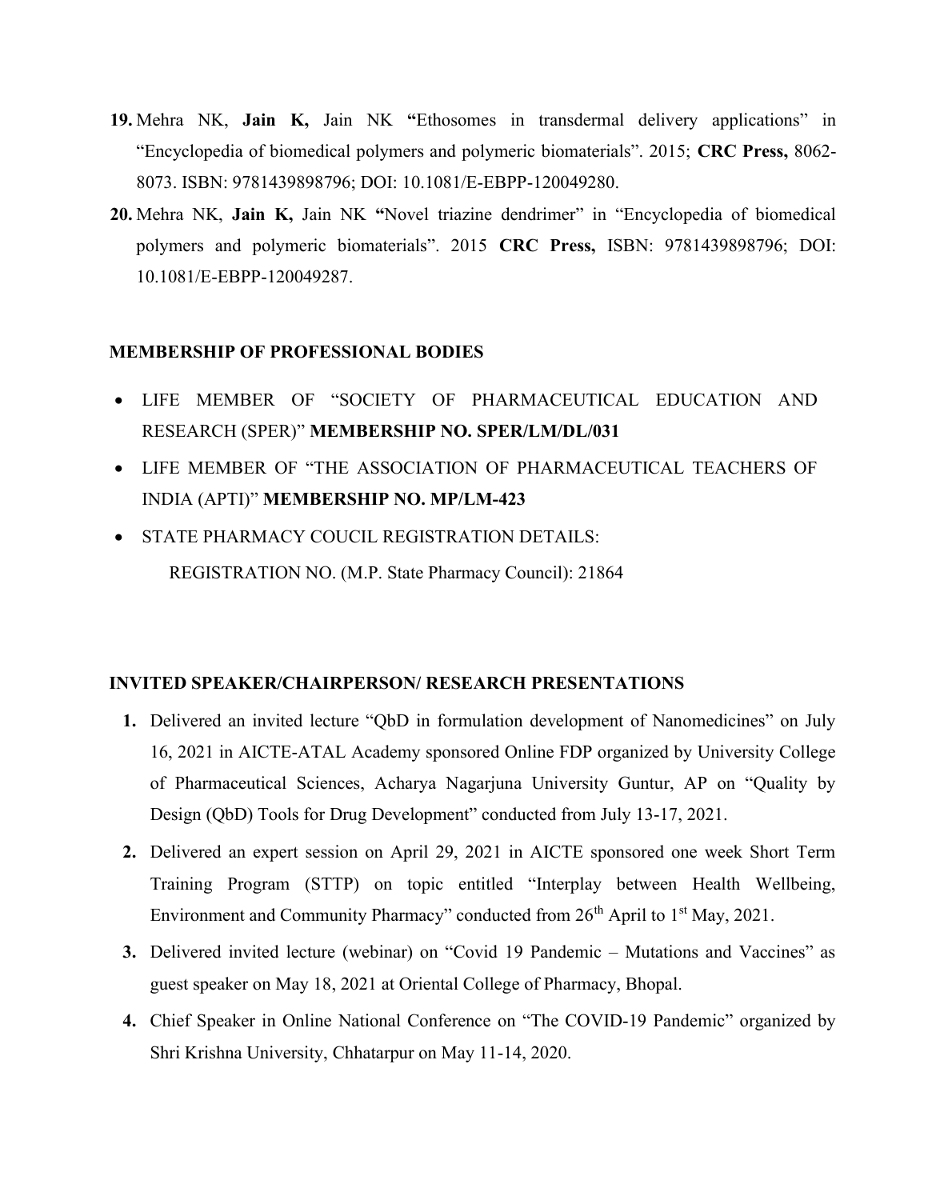19. Mehra NK, **Jain K,** Jain NK **"**Ethosomes in transdermal delivery applications" in "Encyclopedia of biomedical polymers and polymeric biomaterials". 2015; **CRC Press,** 8062-8073. ISBN: 9781439898796; DOI: 10.1081/E-EBPP-120049280.
20. Mehra NK, **Jain K,** Jain NK **"**Novel triazine dendrimer" in "Encyclopedia of biomedical polymers and polymeric biomaterials". 2015 **CRC Press,** ISBN: 9781439898796; DOI: 10.1081/E-EBPP-120049287.

**MEMBERSHIP OF PROFESSIONAL BODIES**

- LIFE MEMBER OF "SOCIETY OF PHARMACEUTICAL EDUCATION AND RESEARCH (SPER)" **MEMBERSHIP NO. SPER/LM/DL/031**
- LIFE MEMBER OF "THE ASSOCIATION OF PHARMACEUTICAL TEACHERS OF INDIA (APTI)" **MEMBERSHIP NO. MP/LM-423**
- STATE PHARMACY COUCIL REGISTRATION DETAILS:

  REGISTRATION NO. (M.P. State Pharmacy Council): 21864

**INVITED SPEAKER/CHAIRPERSON/ RESEARCH PRESENTATIONS**

1. Delivered an invited lecture "QbD in formulation development of Nanomedicines" on July 16, 2021 in AICTE-ATAL Academy sponsored Online FDP organized by University College of Pharmaceutical Sciences, Acharya Nagarjuna University Guntur, AP on "Quality by Design (QbD) Tools for Drug Development" conducted from July 13-17, 2021.
2. Delivered an expert session on April 29, 2021 in AICTE sponsored one week Short Term Training Program (STTP) on topic entitled "Interplay between Health Wellbeing, Environment and Community Pharmacy" conducted from 26th April to 1st May, 2021.
3. Delivered invited lecture (webinar) on "Covid 19 Pandemic – Mutations and Vaccines" as guest speaker on May 18, 2021 at Oriental College of Pharmacy, Bhopal.
4. Chief Speaker in Online National Conference on "The COVID-19 Pandemic" organized by Shri Krishna University, Chhatarpur on May 11-14, 2020.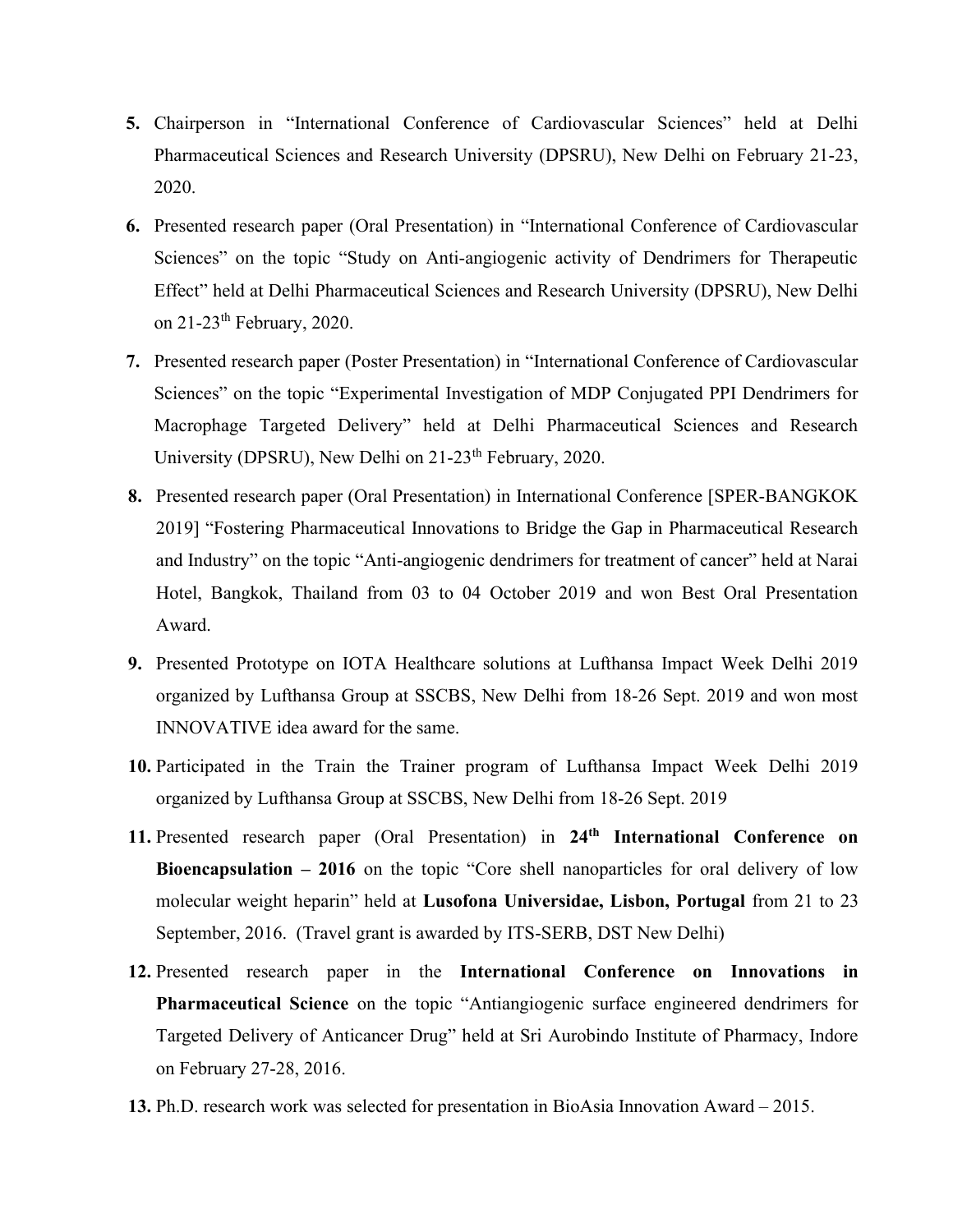5. Chairperson in "International Conference of Cardiovascular Sciences" held at Delhi Pharmaceutical Sciences and Research University (DPSRU), New Delhi on February 21-23, 2020.

6. Presented research paper (Oral Presentation) in "International Conference of Cardiovascular Sciences" on the topic "Study on Anti-angiogenic activity of Dendrimers for Therapeutic Effect" held at Delhi Pharmaceutical Sciences and Research University (DPSRU), New Delhi on 21-23th February, 2020.

7. Presented research paper (Poster Presentation) in "International Conference of Cardiovascular Sciences" on the topic "Experimental Investigation of MDP Conjugated PPI Dendrimers for Macrophage Targeted Delivery" held at Delhi Pharmaceutical Sciences and Research University (DPSRU), New Delhi on 21-23th February, 2020.

8. Presented research paper (Oral Presentation) in International Conference [SPER-BANGKOK 2019] "Fostering Pharmaceutical Innovations to Bridge the Gap in Pharmaceutical Research and Industry" on the topic "Anti-angiogenic dendrimers for treatment of cancer" held at Narai Hotel, Bangkok, Thailand from 03 to 04 October 2019 and won Best Oral Presentation Award.

9. Presented Prototype on IOTA Healthcare solutions at Lufthansa Impact Week Delhi 2019 organized by Lufthansa Group at SSCBS, New Delhi from 18-26 Sept. 2019 and won most INNOVATIVE idea award for the same.

10. Participated in the Train the Trainer program of Lufthansa Impact Week Delhi 2019 organized by Lufthansa Group at SSCBS, New Delhi from 18-26 Sept. 2019

11. Presented research paper (Oral Presentation) in **24th International Conference on Bioencapsulation – 2016** on the topic "Core shell nanoparticles for oral delivery of low molecular weight heparin" held at **Lusofona Universidae, Lisbon, Portugal** from 21 to 23 September, 2016. (Travel grant is awarded by ITS-SERB, DST New Delhi)

12. Presented research paper in the **International Conference on Innovations in Pharmaceutical Science** on the topic "Antiangiogenic surface engineered dendrimers for Targeted Delivery of Anticancer Drug" held at Sri Aurobindo Institute of Pharmacy, Indore on February 27-28, 2016.

13. Ph.D. research work was selected for presentation in BioAsia Innovation Award – 2015.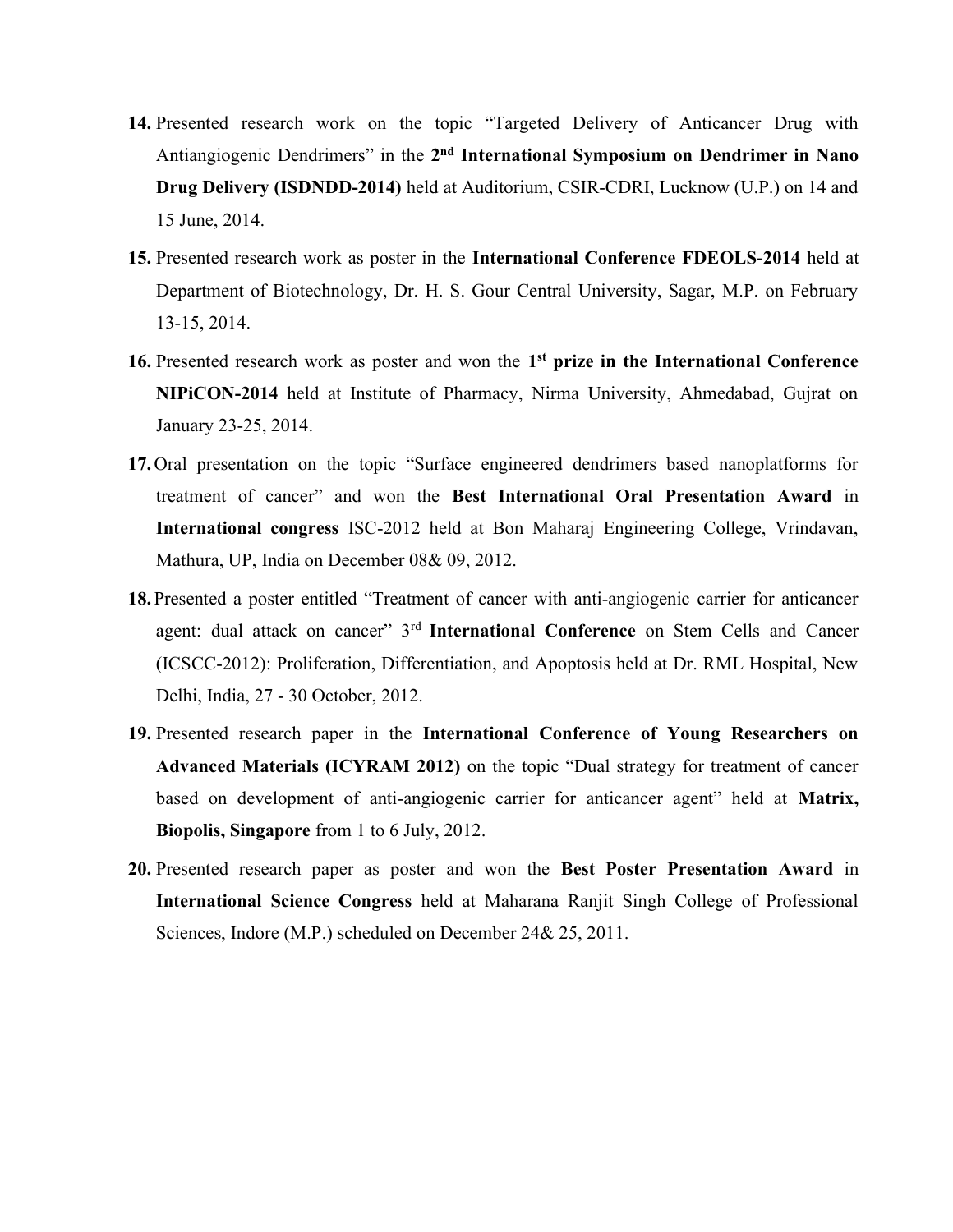14. Presented research work on the topic "Targeted Delivery of Anticancer Drug with Antiangiogenic Dendrimers" in the **2nd International Symposium on Dendrimer in Nano Drug Delivery (ISDNDD-2014)** held at Auditorium, CSIR-CDRI, Lucknow (U.P.) on 14 and 15 June, 2014.

15. Presented research work as poster in the **International Conference FDEOLS-2014** held at Department of Biotechnology, Dr. H. S. Gour Central University, Sagar, M.P. on February 13-15, 2014.

16. Presented research work as poster and won the **1st prize in the International Conference NIPiCON-2014** held at Institute of Pharmacy, Nirma University, Ahmedabad, Gujrat on January 23-25, 2014.

17. Oral presentation on the topic "Surface engineered dendrimers based nanoplatforms for treatment of cancer" and won the **Best International Oral Presentation Award** in **International congress** ISC-2012 held at Bon Maharaj Engineering College, Vrindavan, Mathura, UP, India on December 08& 09, 2012.

18. Presented a poster entitled "Treatment of cancer with anti-angiogenic carrier for anticancer agent: dual attack on cancer" 3rd **International Conference** on Stem Cells and Cancer (ICSCC-2012): Proliferation, Differentiation, and Apoptosis held at Dr. RML Hospital, New Delhi, India, 27 - 30 October, 2012.

19. Presented research paper in the **International Conference of Young Researchers on Advanced Materials (ICYRAM 2012)** on the topic "Dual strategy for treatment of cancer based on development of anti-angiogenic carrier for anticancer agent" held at **Matrix, Biopolis, Singapore** from 1 to 6 July, 2012.

20. Presented research paper as poster and won the **Best Poster Presentation Award** in **International Science Congress** held at Maharana Ranjit Singh College of Professional Sciences, Indore (M.P.) scheduled on December 24& 25, 2011.